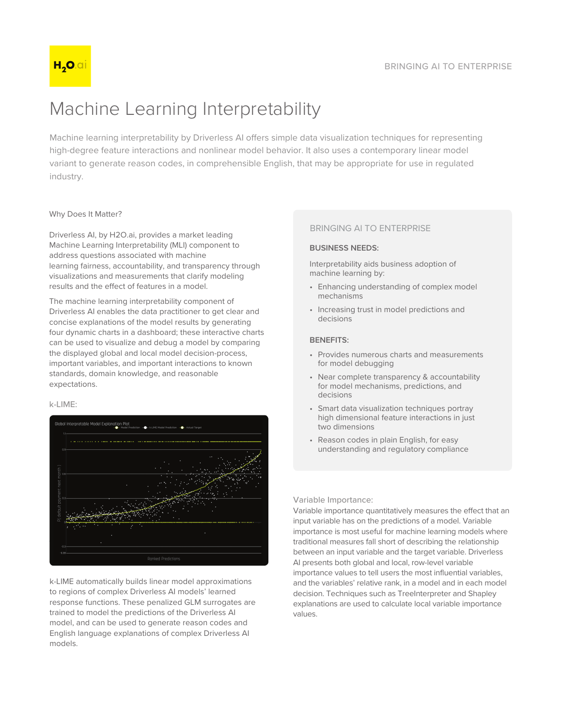# Machine Learning Interpretability

Machine learning interpretability by Driverless AI offers simple data visualization techniques for representing high-degree feature interactions and nonlinear model behavior. It also uses a contemporary linear model variant to generate reason codes, in comprehensible English, that may be appropriate for use in regulated industry.

## Why Does It Matter?

Driverless AI, by H2O.ai, provides a market leading Machine Learning Interpretability (MLI) component to address questions associated with machine learning fairness, accountability, and transparency through visualizations and measurements that clarify modeling results and the effect of features in a model.

The machine learning interpretability component of Driverless AI enables the data practitioner to get clear and concise explanations of the model results by generating four dynamic charts in a dashboard; these interactive charts can be used to visualize and debug a model by comparing the displayed global and local model decision-process, important variables, and important interactions to known standards, domain knowledge, and reasonable expectations.

## k-LIME:

k-LIME automatically builds linear model approximations to regions of complex Driverless AI models' learned response functions. These penalized GLM surrogates are trained to model the predictions of the Driverless AI model, and can be used to generate reason codes and English language explanations of complex Driverless AI models.

## BRINGING AI TO ENTERPRISE

### BUSINESS NEEDS:

Interpretability aids business adoption of machine learning by:

- Enhancing understanding of complex model mechanisms
- Increasing trust in model predictions and decisions

### BENEFITS:

- Provides numerous charts and measurements for model debugging
- Near complete transparency & accountability for model mechanisms, predictions, and decisions
- Smart data visualization techniques portray high dimensional feature interactions in just two dimensions
- Reason codes in plain English, for easy understanding and regulatory compliance

## Variable Importance:

Variable importance quantitatively measures the effect that an input variable has on the predictions of a model. Variable importance is most useful for machine learning models where traditional measures fall short of describing the relationship between an input variable and the target variable. Driverless AI presents both global and local, row-level variable importance values to tell users the most influential variables, and the variables' relative rank, in a model and in each model decision. Techniques such as TreeInterpreter and Shapley explanations are used to calculate local variable importance values.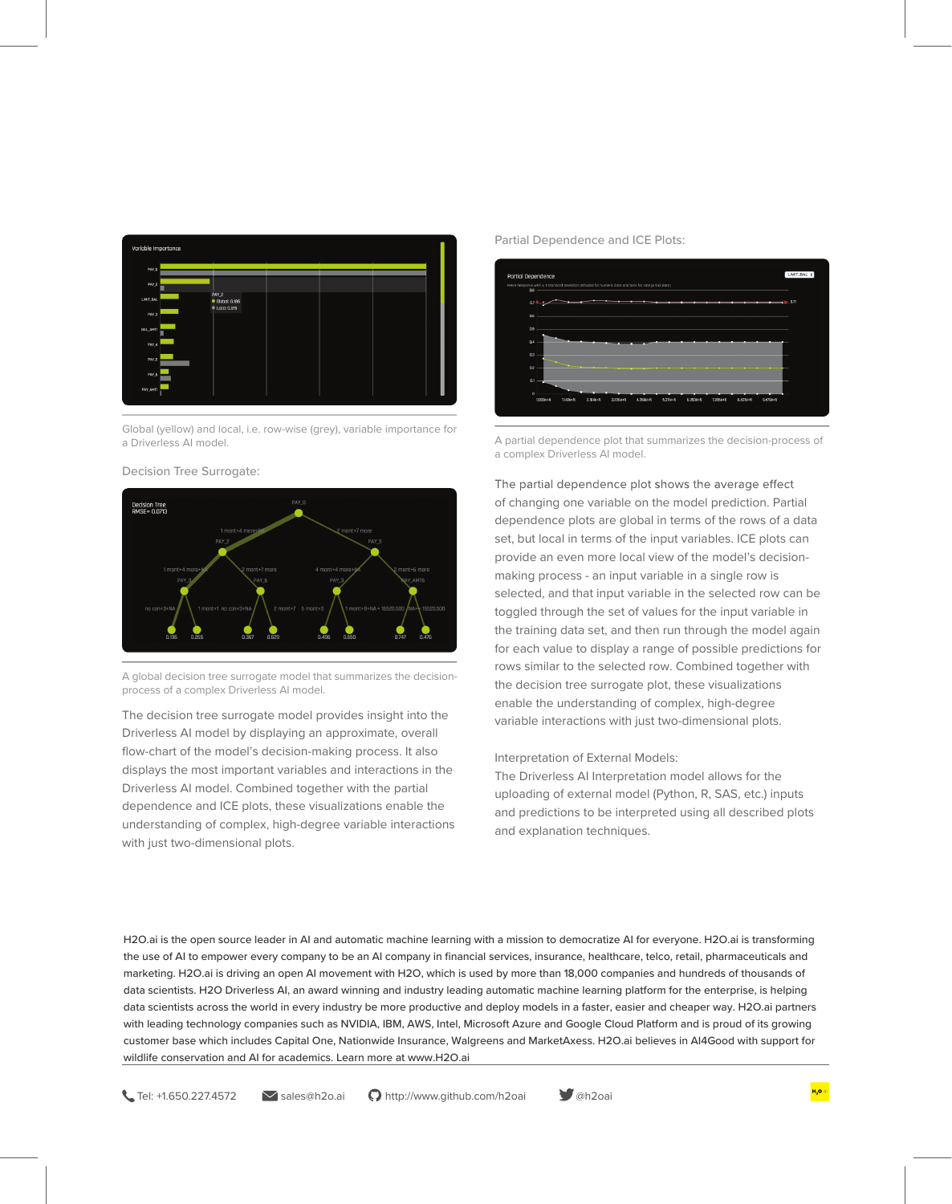Global (yellow) and local, i.e. row-wise (grey), variable importance for a Driverless AI model.

Decision Tree Surrogate:

A global decision tree surrogate model that summarizes the decision-process of a complex Driverless AI model.

The decision tree surrogate model provides insight into the Driverless AI model by displaying an approximate, overall flow-chart of the model's decision-making process. It also displays the most important variables and interactions in the Driverless AI model. Combined together with the partial dependence and ICE plots, these visualizations enable the understanding of complex, high-degree variable interactions with just two-dimensional plots.

Partial Dependence and ICE Plots:

A partial dependence plot that summarizes the decision-process of a complex Driverless AI model.

The partial dependence plot shows the average effect of changing one variable on the model prediction. Partial dependence plots are global in terms of the rows of a data set, but local in terms of the input variables. ICE plots can provide an even more local view of the model's decision-making process - an input variable in a single row is selected, and that input variable in the selected row can be toggled through the set of values for the input variable in the training data set, and then run through the model again for each value to display a range of possible predictions for rows similar to the selected row. Combined together with the decision tree surrogate plot, these visualizations enable the understanding of complex, high-degree variable interactions with just two-dimensional plots.

Interpretation of External Models:
The Driverless AI Interpretation model allows for the uploading of external model (Python, R, SAS, etc.) inputs and predictions to be interpreted using all described plots and explanation techniques.

H2O.ai is the open source leader in AI and automatic machine learning with a mission to democratize AI for everyone. H2O.ai is transforming the use of AI to empower every company to be an AI company in financial services, insurance, healthcare, telco, retail, pharmaceuticals and marketing. H2O.ai is driving an open AI movement with H2O, which is used by more than 18,000 companies and hundreds of thousands of data scientists. H2O Driverless AI, an award winning and industry leading automatic machine learning platform for the enterprise, is helping data scientists across the world in every industry be more productive and deploy models in a faster, easier and cheaper way. H2O.ai partners with leading technology companies such as NVIDIA, IBM, AWS, Intel, Microsoft Azure and Google Cloud Platform and is proud of its growing customer base which includes Capital One, Nationwide Insurance, Walgreens and MarketAxess. H2O.ai believes in AI4Good with support for wildlife conservation and AI for academics. Learn more at www.H2O.ai

Tel: +1.650.227.4572 sales@h2o.ai http://www.github.com/h2oai @h2oai